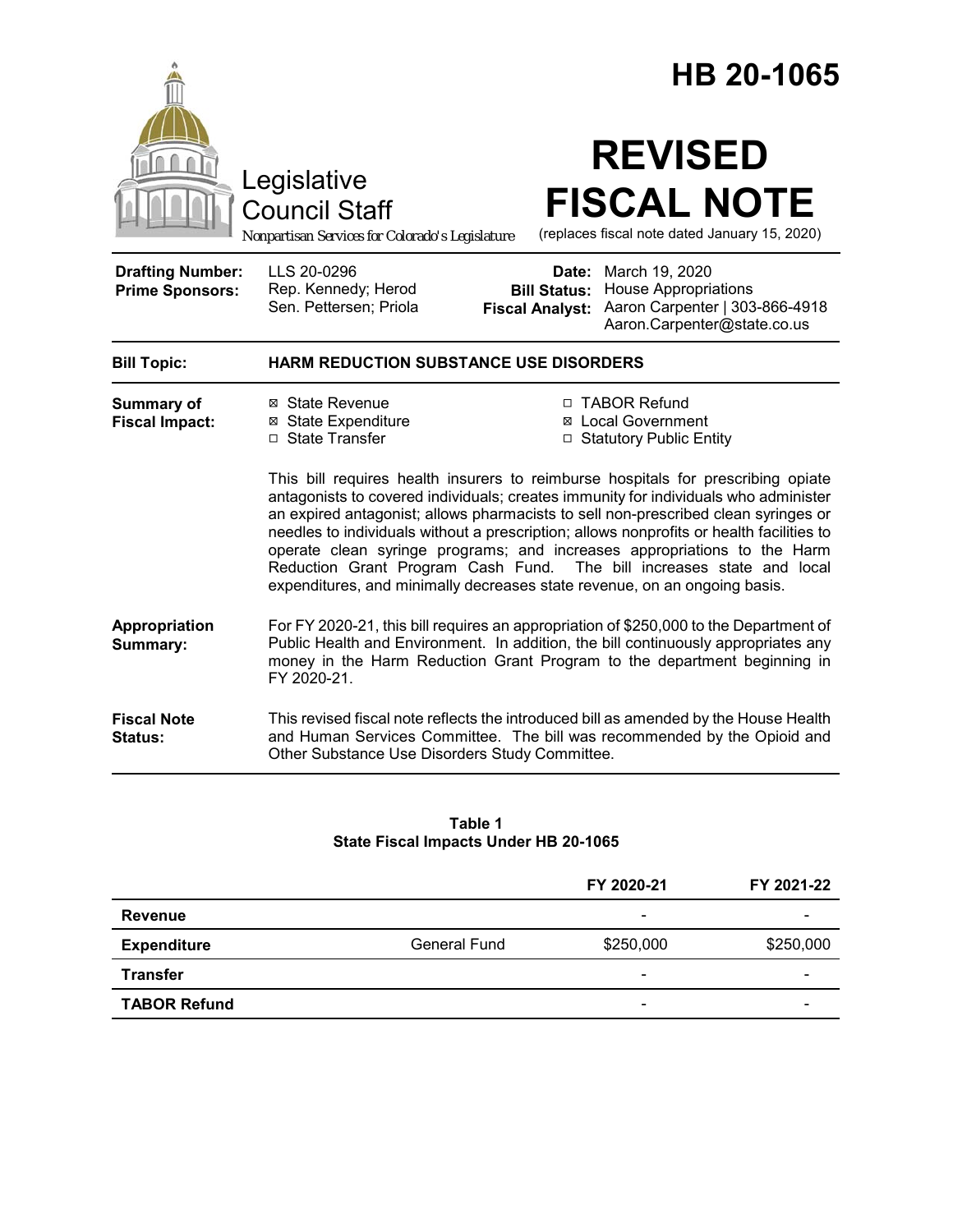# HB 20-1065

Legislative Council Staff

*Nonpartisan Services for Colorado's Legislature*

# REVISED FISCAL NOTE

(replaces fiscal note dated January 15, 2020)

| | | | |
|---|---|---|---|
| **Drafting Number:** | LLS 20-0296 | **Date:** | March 19, 2020 |
| **Prime Sponsors:** | Rep. Kennedy; Herod<br>Sen. Pettersen; Priola | **Bill Status:** | House Appropriations |
| | | **Fiscal Analyst:** | Aaron Carpenter \| 303-866-4918<br>Aaron.Carpenter@state.co.us |

**Bill Topic:** **HARM REDUCTION SUBSTANCE USE DISORDERS**

**Summary of Fiscal Impact:**

- ☒ State Revenue
- ☒ State Expenditure
- ☐ State Transfer
- ☐ TABOR Refund
- ☒ Local Government
- ☐ Statutory Public Entity

This bill requires health insurers to reimburse hospitals for prescribing opiate antagonists to covered individuals; creates immunity for individuals who administer an expired antagonist; allows pharmacists to sell non-prescribed clean syringes or needles to individuals without a prescription; allows nonprofits or health facilities to operate clean syringe programs; and increases appropriations to the Harm Reduction Grant Program Cash Fund. The bill increases state and local expenditures, and minimally decreases state revenue, on an ongoing basis.

**Appropriation Summary:**

For FY 2020-21, this bill requires an appropriation of $250,000 to the Department of Public Health and Environment. In addition, the bill continuously appropriates any money in the Harm Reduction Grant Program to the department beginning in FY 2020-21.

**Fiscal Note Status:**

This revised fiscal note reflects the introduced bill as amended by the House Health and Human Services Committee. The bill was recommended by the Opioid and Other Substance Use Disorders Study Committee.

**Table 1**
**State Fiscal Impacts Under HB 20-1065**

| | | FY 2020-21 | FY 2021-22 |
|---|---|---|---|
| **Revenue** | | - | - |
| **Expenditure** | General Fund | $250,000 | $250,000 |
| **Transfer** | | - | - |
| **TABOR Refund** | | - | - |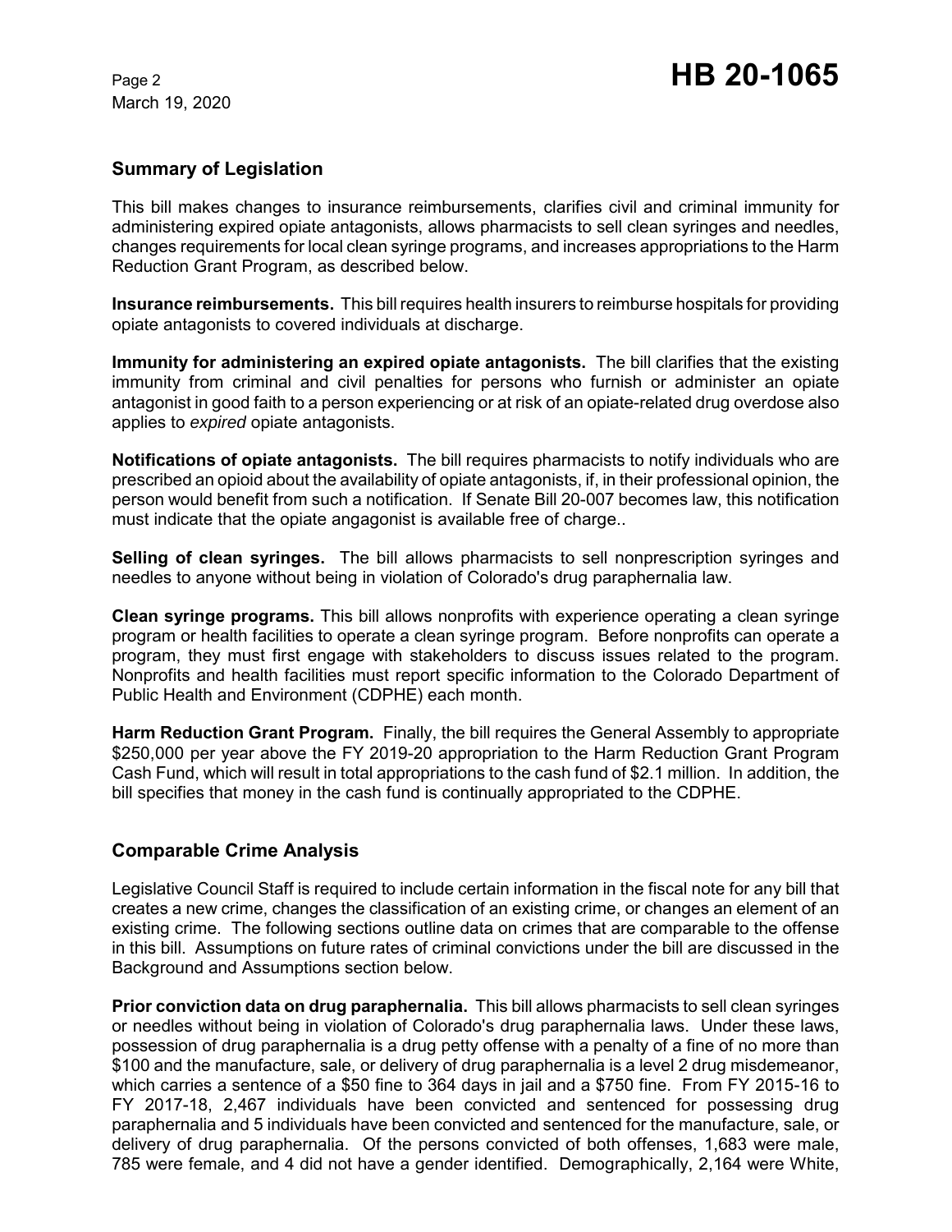## Summary of Legislation

This bill makes changes to insurance reimbursements, clarifies civil and criminal immunity for administering expired opiate antagonists, allows pharmacists to sell clean syringes and needles, changes requirements for local clean syringe programs, and increases appropriations to the Harm Reduction Grant Program, as described below.

**Insurance reimbursements.** This bill requires health insurers to reimburse hospitals for providing opiate antagonists to covered individuals at discharge.

**Immunity for administering an expired opiate antagonists.** The bill clarifies that the existing immunity from criminal and civil penalties for persons who furnish or administer an opiate antagonist in good faith to a person experiencing or at risk of an opiate-related drug overdose also applies to *expired* opiate antagonists.

**Notifications of opiate antagonists.** The bill requires pharmacists to notify individuals who are prescribed an opioid about the availability of opiate antagonists, if, in their professional opinion, the person would benefit from such a notification. If Senate Bill 20-007 becomes law, this notification must indicate that the opiate angagonist is available free of charge..

**Selling of clean syringes.** The bill allows pharmacists to sell nonprescription syringes and needles to anyone without being in violation of Colorado's drug paraphernalia law.

**Clean syringe programs.** This bill allows nonprofits with experience operating a clean syringe program or health facilities to operate a clean syringe program. Before nonprofits can operate a program, they must first engage with stakeholders to discuss issues related to the program. Nonprofits and health facilities must report specific information to the Colorado Department of Public Health and Environment (CDPHE) each month.

**Harm Reduction Grant Program.** Finally, the bill requires the General Assembly to appropriate $250,000 per year above the FY 2019-20 appropriation to the Harm Reduction Grant Program Cash Fund, which will result in total appropriations to the cash fund of $2.1 million. In addition, the bill specifies that money in the cash fund is continually appropriated to the CDPHE.

## Comparable Crime Analysis

Legislative Council Staff is required to include certain information in the fiscal note for any bill that creates a new crime, changes the classification of an existing crime, or changes an element of an existing crime. The following sections outline data on crimes that are comparable to the offense in this bill. Assumptions on future rates of criminal convictions under the bill are discussed in the Background and Assumptions section below.

**Prior conviction data on drug paraphernalia.** This bill allows pharmacists to sell clean syringes or needles without being in violation of Colorado's drug paraphernalia laws. Under these laws, possession of drug paraphernalia is a drug petty offense with a penalty of a fine of no more than $100 and the manufacture, sale, or delivery of drug paraphernalia is a level 2 drug misdemeanor, which carries a sentence of a $50 fine to 364 days in jail and a $750 fine. From FY 2015-16 to FY 2017-18, 2,467 individuals have been convicted and sentenced for possessing drug paraphernalia and 5 individuals have been convicted and sentenced for the manufacture, sale, or delivery of drug paraphernalia. Of the persons convicted of both offenses, 1,683 were male, 785 were female, and 4 did not have a gender identified. Demographically, 2,164 were White,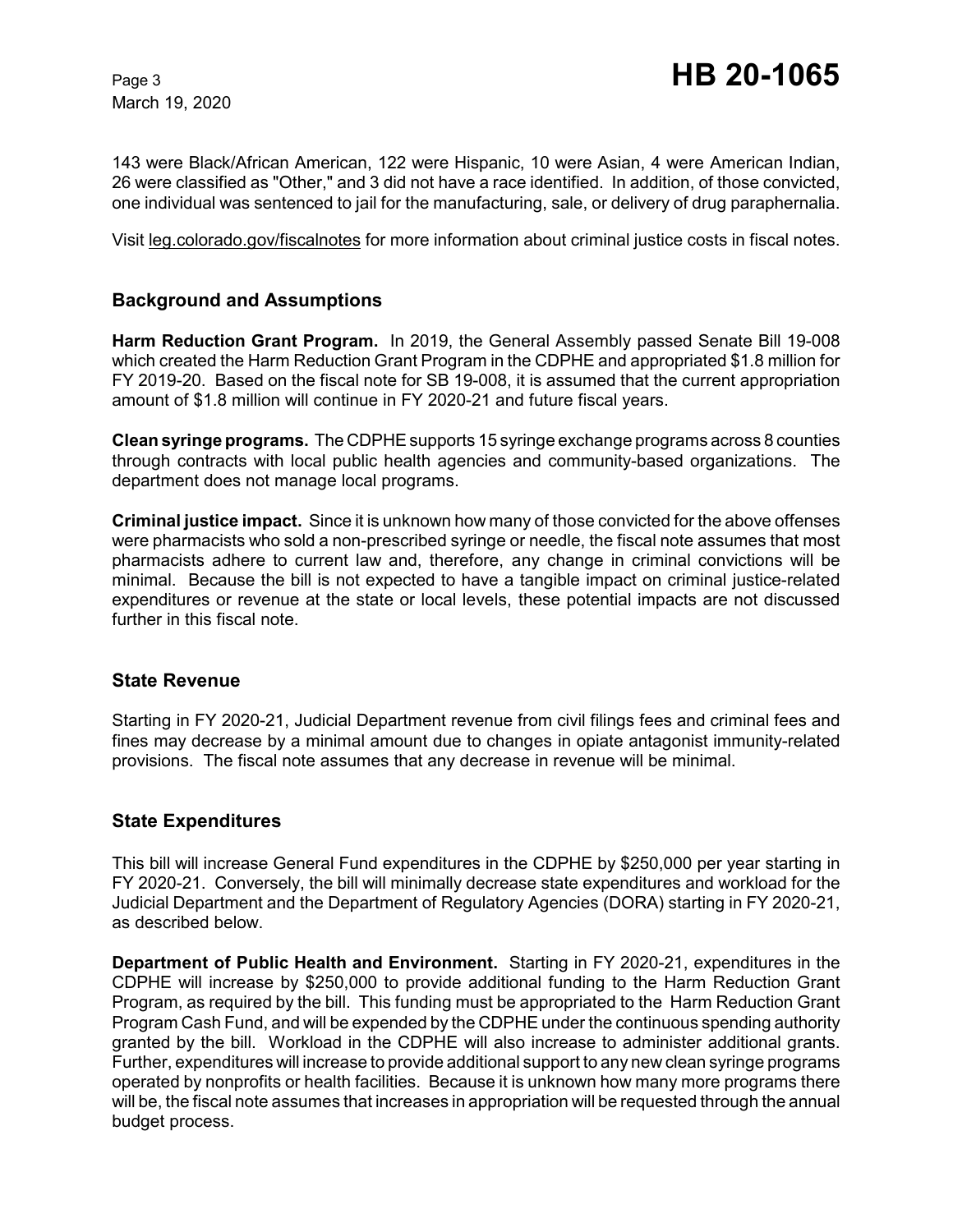143 were Black/African American, 122 were Hispanic, 10 were Asian, 4 were American Indian, 26 were classified as "Other," and 3 did not have a race identified. In addition, of those convicted, one individual was sentenced to jail for the manufacturing, sale, or delivery of drug paraphernalia.

Visit leg.colorado.gov/fiscalnotes for more information about criminal justice costs in fiscal notes.

## Background and Assumptions

**Harm Reduction Grant Program.** In 2019, the General Assembly passed Senate Bill 19-008 which created the Harm Reduction Grant Program in the CDPHE and appropriated $1.8 million for FY 2019-20. Based on the fiscal note for SB 19-008, it is assumed that the current appropriation amount of $1.8 million will continue in FY 2020-21 and future fiscal years.

**Clean syringe programs.** The CDPHE supports 15 syringe exchange programs across 8 counties through contracts with local public health agencies and community-based organizations. The department does not manage local programs.

**Criminal justice impact.** Since it is unknown how many of those convicted for the above offenses were pharmacists who sold a non-prescribed syringe or needle, the fiscal note assumes that most pharmacists adhere to current law and, therefore, any change in criminal convictions will be minimal. Because the bill is not expected to have a tangible impact on criminal justice-related expenditures or revenue at the state or local levels, these potential impacts are not discussed further in this fiscal note.

## State Revenue

Starting in FY 2020-21, Judicial Department revenue from civil filings fees and criminal fees and fines may decrease by a minimal amount due to changes in opiate antagonist immunity-related provisions. The fiscal note assumes that any decrease in revenue will be minimal.

## State Expenditures

This bill will increase General Fund expenditures in the CDPHE by $250,000 per year starting in FY 2020-21. Conversely, the bill will minimally decrease state expenditures and workload for the Judicial Department and the Department of Regulatory Agencies (DORA) starting in FY 2020-21, as described below.

**Department of Public Health and Environment.** Starting in FY 2020-21, expenditures in the CDPHE will increase by $250,000 to provide additional funding to the Harm Reduction Grant Program, as required by the bill. This funding must be appropriated to the Harm Reduction Grant Program Cash Fund, and will be expended by the CDPHE under the continuous spending authority granted by the bill. Workload in the CDPHE will also increase to administer additional grants. Further, expenditures will increase to provide additional support to any new clean syringe programs operated by nonprofits or health facilities. Because it is unknown how many more programs there will be, the fiscal note assumes that increases in appropriation will be requested through the annual budget process.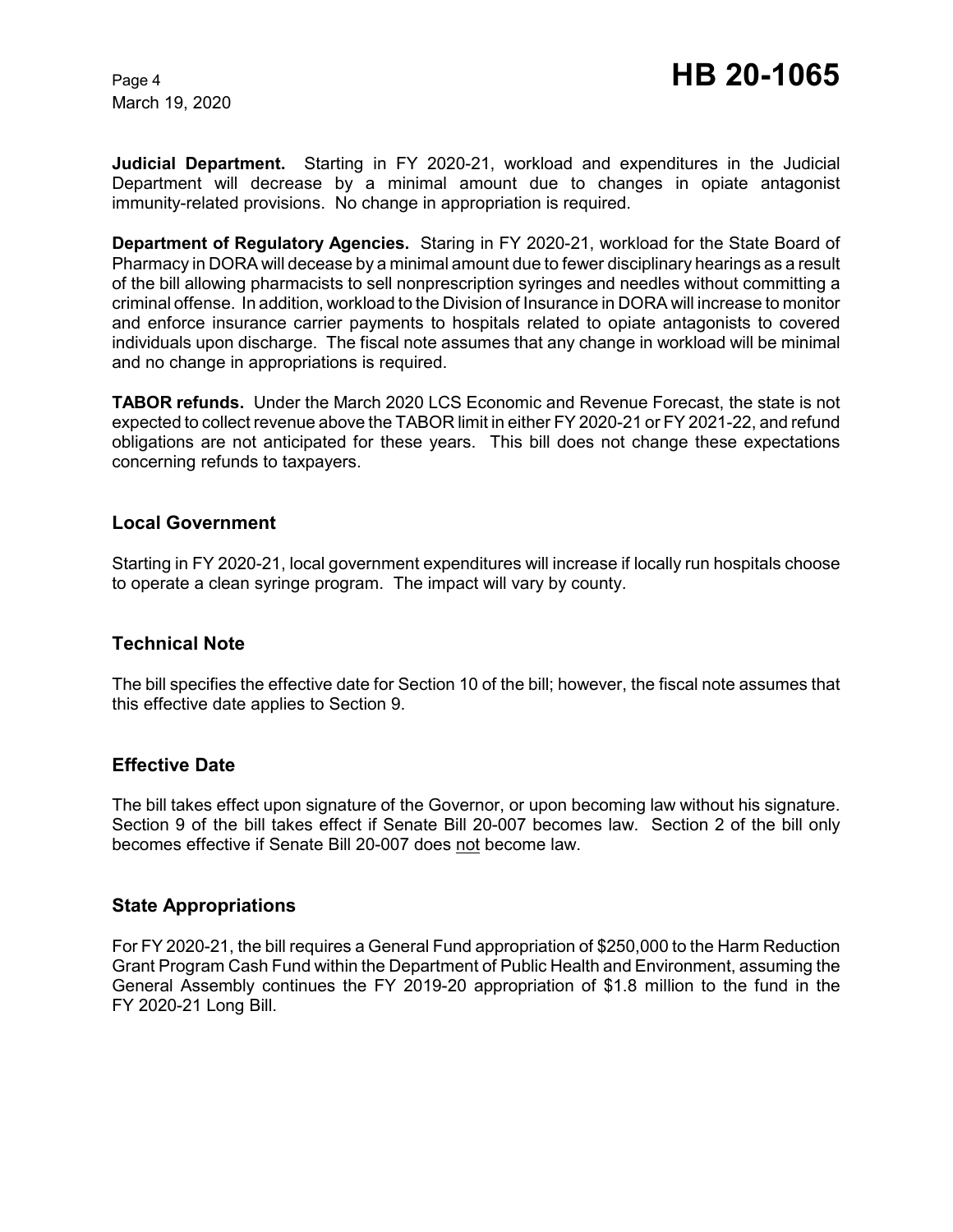**Judicial Department.** Starting in FY 2020-21, workload and expenditures in the Judicial Department will decrease by a minimal amount due to changes in opiate antagonist immunity-related provisions. No change in appropriation is required.

**Department of Regulatory Agencies.** Staring in FY 2020-21, workload for the State Board of Pharmacy in DORA will decease by a minimal amount due to fewer disciplinary hearings as a result of the bill allowing pharmacists to sell nonprescription syringes and needles without committing a criminal offense. In addition, workload to the Division of Insurance in DORA will increase to monitor and enforce insurance carrier payments to hospitals related to opiate antagonists to covered individuals upon discharge. The fiscal note assumes that any change in workload will be minimal and no change in appropriations is required.

**TABOR refunds.** Under the March 2020 LCS Economic and Revenue Forecast, the state is not expected to collect revenue above the TABOR limit in either FY 2020-21 or FY 2021-22, and refund obligations are not anticipated for these years. This bill does not change these expectations concerning refunds to taxpayers.

## Local Government

Starting in FY 2020-21, local government expenditures will increase if locally run hospitals choose to operate a clean syringe program. The impact will vary by county.

## Technical Note

The bill specifies the effective date for Section 10 of the bill; however, the fiscal note assumes that this effective date applies to Section 9.

## Effective Date

The bill takes effect upon signature of the Governor, or upon becoming law without his signature. Section 9 of the bill takes effect if Senate Bill 20-007 becomes law. Section 2 of the bill only becomes effective if Senate Bill 20-007 does not become law.

## State Appropriations

For FY 2020-21, the bill requires a General Fund appropriation of $250,000 to the Harm Reduction Grant Program Cash Fund within the Department of Public Health and Environment, assuming the General Assembly continues the FY 2019-20 appropriation of $1.8 million to the fund in the FY 2020-21 Long Bill.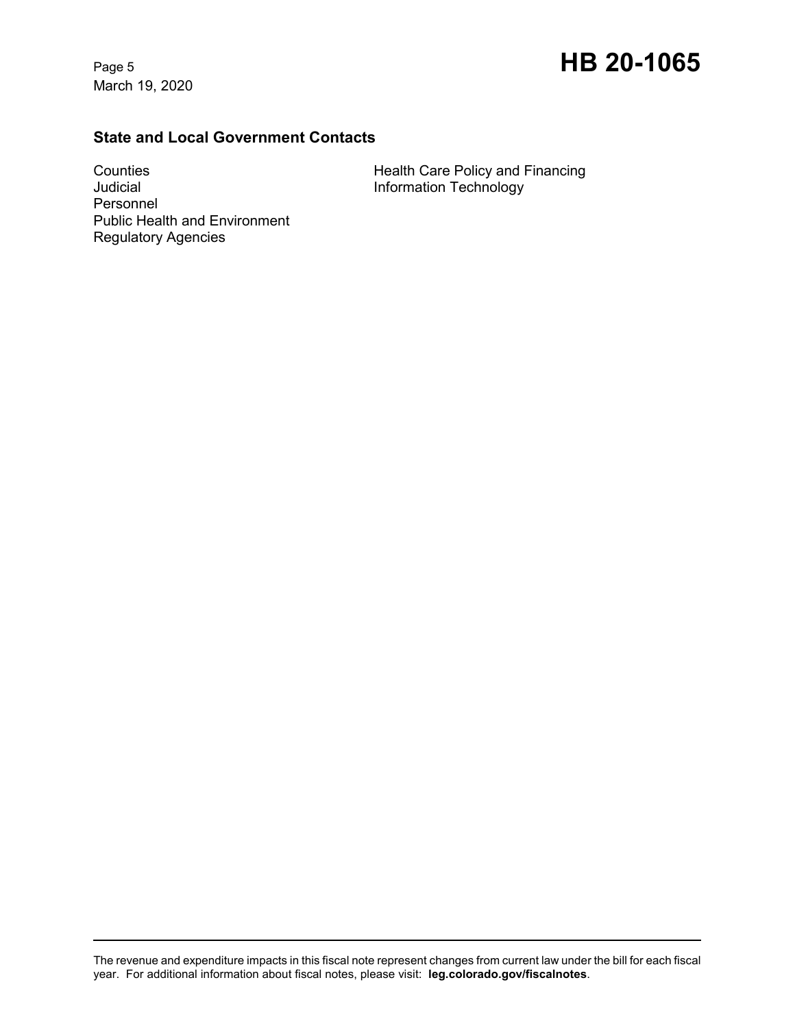## State and Local Government Contacts

Counties
Judicial
Personnel
Public Health and Environment
Regulatory Agencies
Health Care Policy and Financing
Information Technology

The revenue and expenditure impacts in this fiscal note represent changes from current law under the bill for each fiscal year. For additional information about fiscal notes, please visit: **leg.colorado.gov/fiscalnotes**.